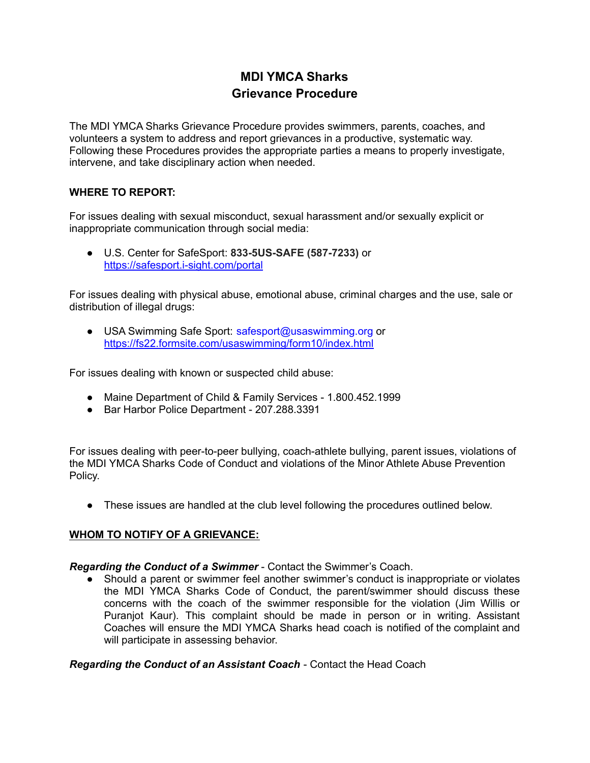# MDI YMCA Sharks
# Grievance Procedure

The MDI YMCA Sharks Grievance Procedure provides swimmers, parents, coaches, and volunteers a system to address and report grievances in a productive, systematic way. Following these Procedures provides the appropriate parties a means to properly investigate, intervene, and take disciplinary action when needed.

**WHERE TO REPORT:**

For issues dealing with sexual misconduct, sexual harassment and/or sexually explicit or inappropriate communication through social media:

- U.S. Center for SafeSport: **833-5US-SAFE (587-7233)** or https://safesport.i-sight.com/portal

For issues dealing with physical abuse, emotional abuse, criminal charges and the use, sale or distribution of illegal drugs:

- USA Swimming Safe Sport: safesport@usaswimming.org or https://fs22.formsite.com/usaswimming/form10/index.html

For issues dealing with known or suspected child abuse:

- Maine Department of Child & Family Services - 1.800.452.1999
- Bar Harbor Police Department - 207.288.3391

For issues dealing with peer-to-peer bullying, coach-athlete bullying, parent issues, violations of the MDI YMCA Sharks Code of Conduct and violations of the Minor Athlete Abuse Prevention Policy.

- These issues are handled at the club level following the procedures outlined below.

**WHOM TO NOTIFY OF A GRIEVANCE:**

***Regarding the Conduct of a Swimmer*** - Contact the Swimmer's Coach.

- Should a parent or swimmer feel another swimmer's conduct is inappropriate or violates the MDI YMCA Sharks Code of Conduct, the parent/swimmer should discuss these concerns with the coach of the swimmer responsible for the violation (Jim Willis or Puranjot Kaur). This complaint should be made in person or in writing. Assistant Coaches will ensure the MDI YMCA Sharks head coach is notified of the complaint and will participate in assessing behavior.

***Regarding the Conduct of an Assistant Coach*** - Contact the Head Coach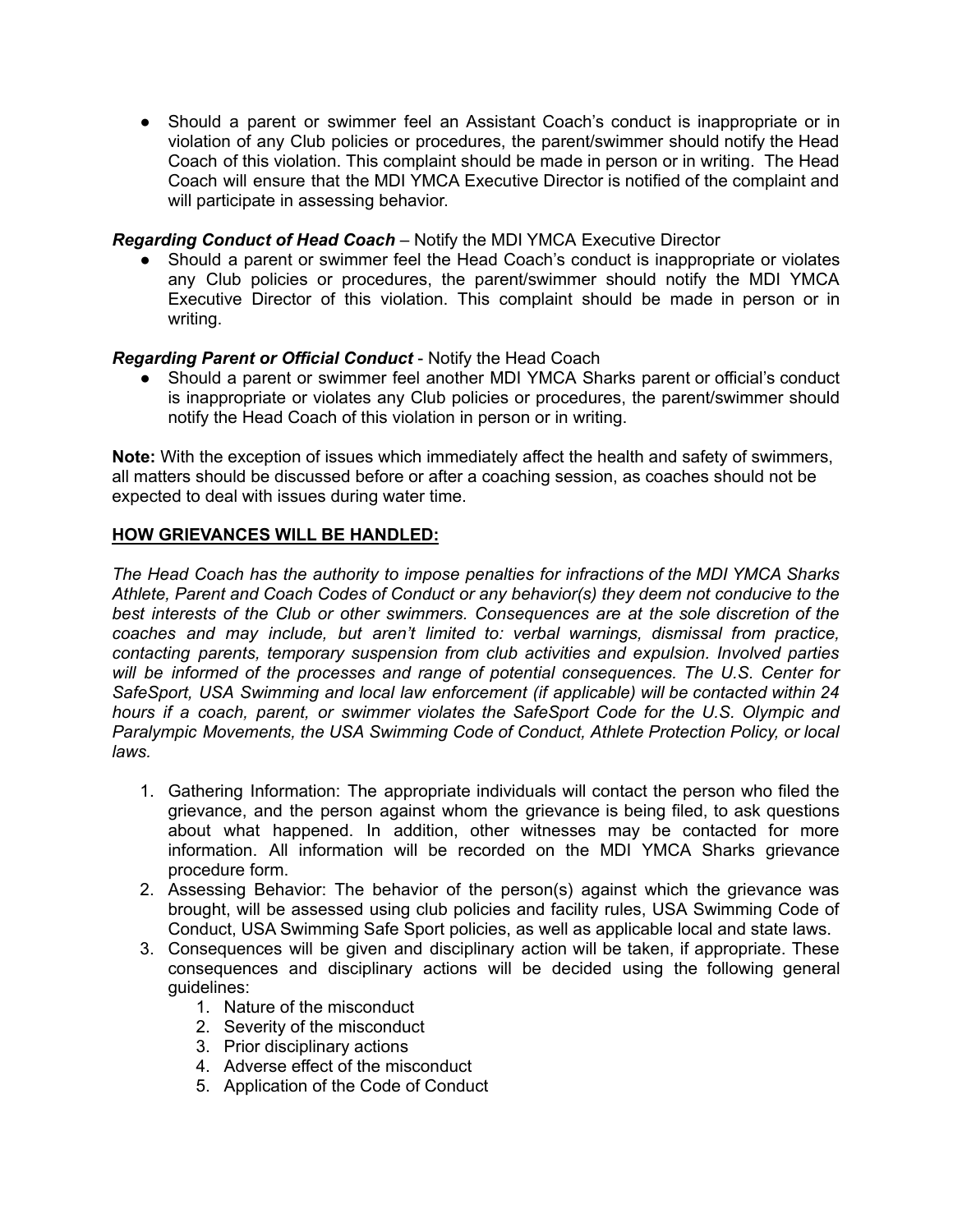- Should a parent or swimmer feel an Assistant Coach's conduct is inappropriate or in violation of any Club policies or procedures, the parent/swimmer should notify the Head Coach of this violation. This complaint should be made in person or in writing. The Head Coach will ensure that the MDI YMCA Executive Director is notified of the complaint and will participate in assessing behavior.

***Regarding Conduct of Head Coach*** – Notify the MDI YMCA Executive Director

- Should a parent or swimmer feel the Head Coach's conduct is inappropriate or violates any Club policies or procedures, the parent/swimmer should notify the MDI YMCA Executive Director of this violation. This complaint should be made in person or in writing.

***Regarding Parent or Official Conduct*** - Notify the Head Coach

- Should a parent or swimmer feel another MDI YMCA Sharks parent or official's conduct is inappropriate or violates any Club policies or procedures, the parent/swimmer should notify the Head Coach of this violation in person or in writing.

**Note:** With the exception of issues which immediately affect the health and safety of swimmers, all matters should be discussed before or after a coaching session, as coaches should not be expected to deal with issues during water time.

**<u>HOW GRIEVANCES WILL BE HANDLED:</u>**

*The Head Coach has the authority to impose penalties for infractions of the MDI YMCA Sharks Athlete, Parent and Coach Codes of Conduct or any behavior(s) they deem not conducive to the best interests of the Club or other swimmers. Consequences are at the sole discretion of the coaches and may include, but aren't limited to: verbal warnings, dismissal from practice, contacting parents, temporary suspension from club activities and expulsion. Involved parties will be informed of the processes and range of potential consequences. The U.S. Center for SafeSport, USA Swimming and local law enforcement (if applicable) will be contacted within 24 hours if a coach, parent, or swimmer violates the SafeSport Code for the U.S. Olympic and Paralympic Movements, the USA Swimming Code of Conduct, Athlete Protection Policy, or local laws.*

1. Gathering Information: The appropriate individuals will contact the person who filed the grievance, and the person against whom the grievance is being filed, to ask questions about what happened. In addition, other witnesses may be contacted for more information. All information will be recorded on the MDI YMCA Sharks grievance procedure form.
2. Assessing Behavior: The behavior of the person(s) against which the grievance was brought, will be assessed using club policies and facility rules, USA Swimming Code of Conduct, USA Swimming Safe Sport policies, as well as applicable local and state laws.
3. Consequences will be given and disciplinary action will be taken, if appropriate. These consequences and disciplinary actions will be decided using the following general guidelines:
    1. Nature of the misconduct
    2. Severity of the misconduct
    3. Prior disciplinary actions
    4. Adverse effect of the misconduct
    5. Application of the Code of Conduct